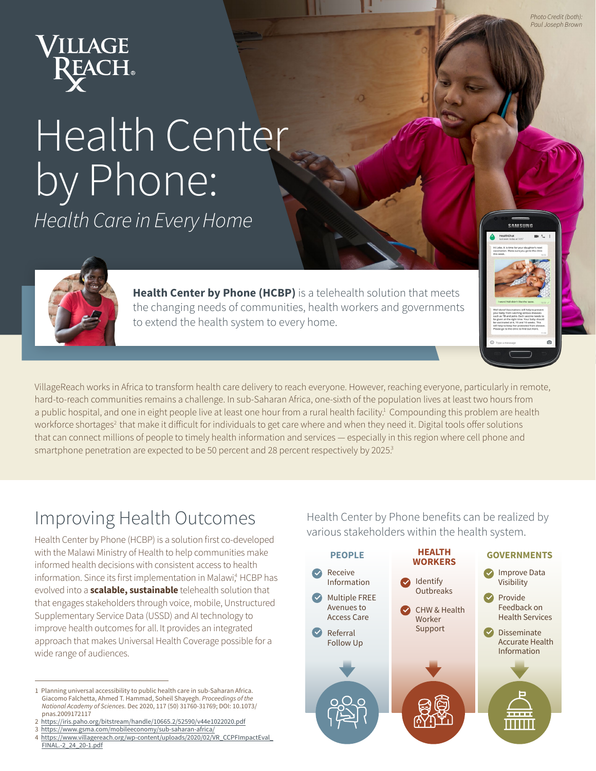Photo Credit (both): Paul Joseph Brown

VillageReach

# Health Center by Phone:

*Health Care in Every Home*

**Health Center by Phone (HCBP)** is a telehealth solution that meets the changing needs of communities, health workers and governments to extend the health system to every home.

VillageReach works in Africa to transform health care delivery to reach everyone. However, reaching everyone, particularly in remote, hard-to-reach communities remains a challenge. In sub-Saharan Africa, one-sixth of the population lives at least two hours from a public hospital, and one in eight people live at least one hour from a rural health facility.[1] Compounding this problem are health workforce shortages[2] that make it difficult for individuals to get care where and when they need it. Digital tools offer solutions that can connect millions of people to timely health information and services — especially in this region where cell phone and smartphone penetration are expected to be 50 percent and 28 percent respectively by 2025.[3]

## Improving Health Outcomes

Health Center by Phone (HCBP) is a solution first co-developed with the Malawi Ministry of Health to help communities make informed health decisions with consistent access to health information. Since its first implementation in Malawi,[4] HCBP has evolved into a **scalable, sustainable** telehealth solution that that engages stakeholders through voice, mobile, Unstructured Supplementary Service Data (USSD) and AI technology to improve health outcomes for all. It provides an integrated approach that makes Universal Health Coverage possible for a wide range of audiences.

Health Center by Phone benefits can be realized by various stakeholders within the health system.

| PEOPLE | HEALTH WORKERS | GOVERNMENTS |
|---|---|---|
| Receive Information | Identify Outbreaks | Improve Data Visibility |
| Multiple FREE Avenues to Access Care | CHW & Health Worker Support | Provide Feedback on Health Services |
| Referral Follow Up | | Disseminate Accurate Health Information |

1 Planning universal accessibility to public health care in sub-Saharan Africa. Giacomo Falchetta, Ahmed T. Hammad, Soheil Shayegh. *Proceedings of the National Academy of Sciences.* Dec 2020, 117 (50) 31760-31769; DOI: 10.1073/pnas.2009172117
2 https://iris.paho.org/bitstream/handle/10665.2/52590/v44e1022020.pdf
3 https://www.gsma.com/mobileeconomy/sub-saharan-africa/
4 https://www.villagereach.org/wp-content/uploads/2020/02/VR_CCPFImpactEval_FINAL.-2_24_20-1.pdf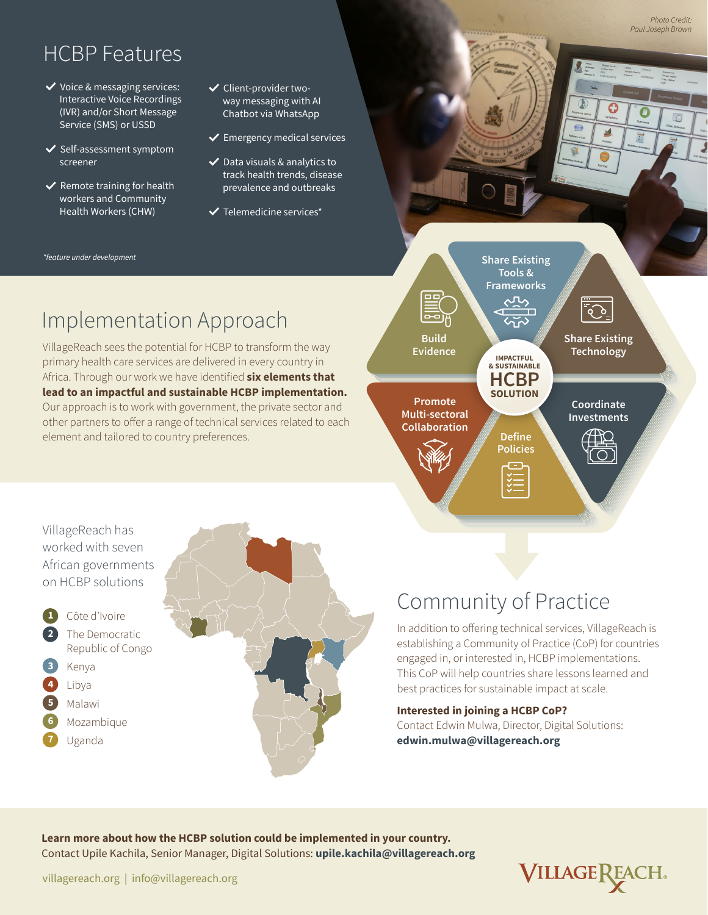Photo Credit: Paul Joseph Brown

## HCBP Features

- Voice & messaging services: Interactive Voice Recordings (IVR) and/or Short Message Service (SMS) or USSD
- Self-assessment symptom screener
- Remote training for health workers and Community Health Workers (CHW)
- Client-provider two-way messaging with AI Chatbot via WhatsApp
- Emergency medical services
- Data visuals & analytics to track health trends, disease prevalence and outbreaks
- Telemedicine services*

*feature under development

## Implementation Approach

VillageReach sees the potential for HCBP to transform the way primary health care services are delivered in every country in Africa. Through our work we have identified **six elements that lead to an impactful and sustainable HCBP implementation.** Our approach is to work with government, the private sector and other partners to offer a range of technical services related to each element and tailored to country preferences.

IMPACTFUL & SUSTAINABLE HCBP SOLUTION

- Share Existing Tools & Frameworks
- Share Existing Technology
- Coordinate Investments
- Define Policies
- Promote Multi-sectoral Collaboration
- Build Evidence

VillageReach has worked with seven African governments on HCBP solutions

1. Côte d'Ivoire
2. The Democratic Republic of Congo
3. Kenya
4. Libya
5. Malawi
6. Mozambique
7. Uganda

## Community of Practice

In addition to offering technical services, VillageReach is establishing a Community of Practice (CoP) for countries engaged in, or interested in, HCBP implementations. This CoP will help countries share lessons learned and best practices for sustainable impact at scale.

**Interested in joining a HCBP CoP?**
Contact Edwin Mulwa, Director, Digital Solutions:
**edwin.mulwa@villagereach.org**

**Learn more about how the HCBP solution could be implemented in your country.**
Contact Upile Kachila, Senior Manager, Digital Solutions: **upile.kachila@villagereach.org**

villagereach.org | info@villagereach.org

VILLAGEREACH